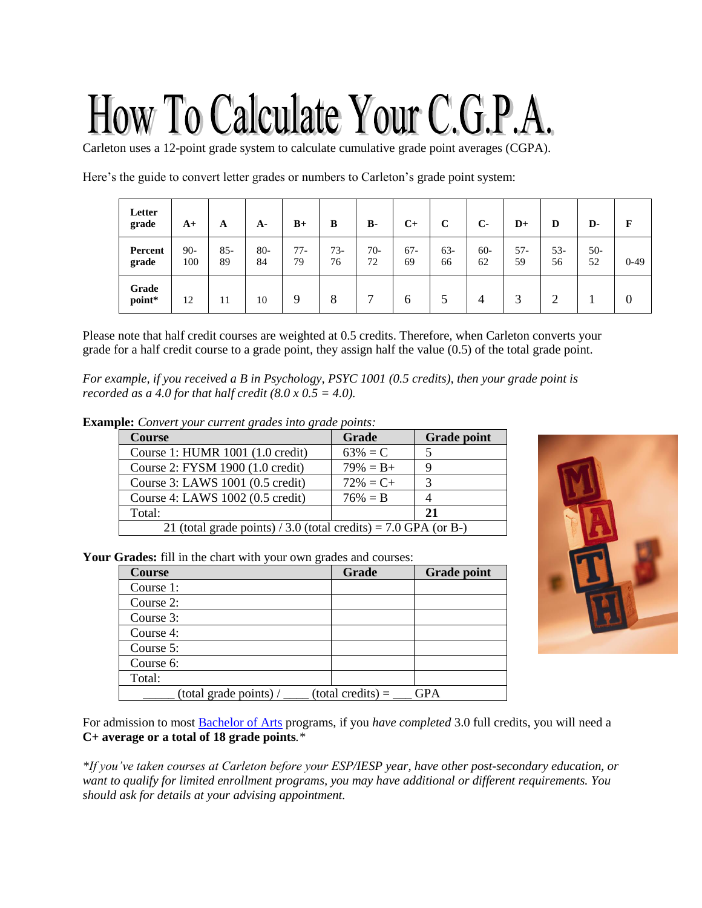# How To Calculate Your C.G.P.A.

Carleton uses a 12-point grade system to calculate cumulative grade point averages (CGPA).

Here's the guide to convert letter grades or numbers to Carleton's grade point system:

| **Letter grade** | **A+** | **A** | **A-** | **B+** | **B** | **B-** | **C+** | **C** | **C-** | **D+** | **D** | **D-** | **F** |
|---|---|---|---|---|---|---|---|---|---|---|---|---|---|
| **Percent grade** | 90-100 | 85-89 | 80-84 | 77-79 | 73-76 | 70-72 | 67-69 | 63-66 | 60-62 | 57-59 | 53-56 | 50-52 | 0-49 |
| **Grade point*** | 12 | 11 | 10 | 9 | 8 | 7 | 6 | 5 | 4 | 3 | 2 | 1 | 0 |

Please note that half credit courses are weighted at 0.5 credits. Therefore, when Carleton converts your grade for a half credit course to a grade point, they assign half the value (0.5) of the total grade point.

*For example, if you received a B in Psychology, PSYC 1001 (0.5 credits), then your grade point is recorded as a 4.0 for that half credit (8.0 x 0.5 = 4.0).*

**Example:** *Convert your current grades into grade points:*

| **Course** | **Grade** | **Grade point** |
|---|---|---|
| Course 1: HUMR 1001 (1.0 credit) | 63% = C | 5 |
| Course 2: FYSM 1900 (1.0 credit) | 79% = B+ | 9 |
| Course 3: LAWS 1001 (0.5 credit) | 72% = C+ | 3 |
| Course 4: LAWS 1002 (0.5 credit) | 76% = B | 4 |
| Total: | | **21** |
| 21 (total grade points) / 3.0 (total credits) = 7.0 GPA (or B-) | | |

**Your Grades:** fill in the chart with your own grades and courses:

| **Course** | **Grade** | **Grade point** |
|---|---|---|
| Course 1: | | |
| Course 2: | | |
| Course 3: | | |
| Course 4: | | |
| Course 5: | | |
| Course 6: | | |
| Total: | | |
| _____ (total grade points) / ____ (total credits) = ___ GPA | | |

For admission to most Bachelor of Arts programs, if you *have completed* 3.0 full credits, you will need a **C+ average or a total of 18 grade points**.*

*\*If you've taken courses at Carleton before your ESP/IESP year, have other post-secondary education, or want to qualify for limited enrollment programs, you may have additional or different requirements. You should ask for details at your advising appointment.*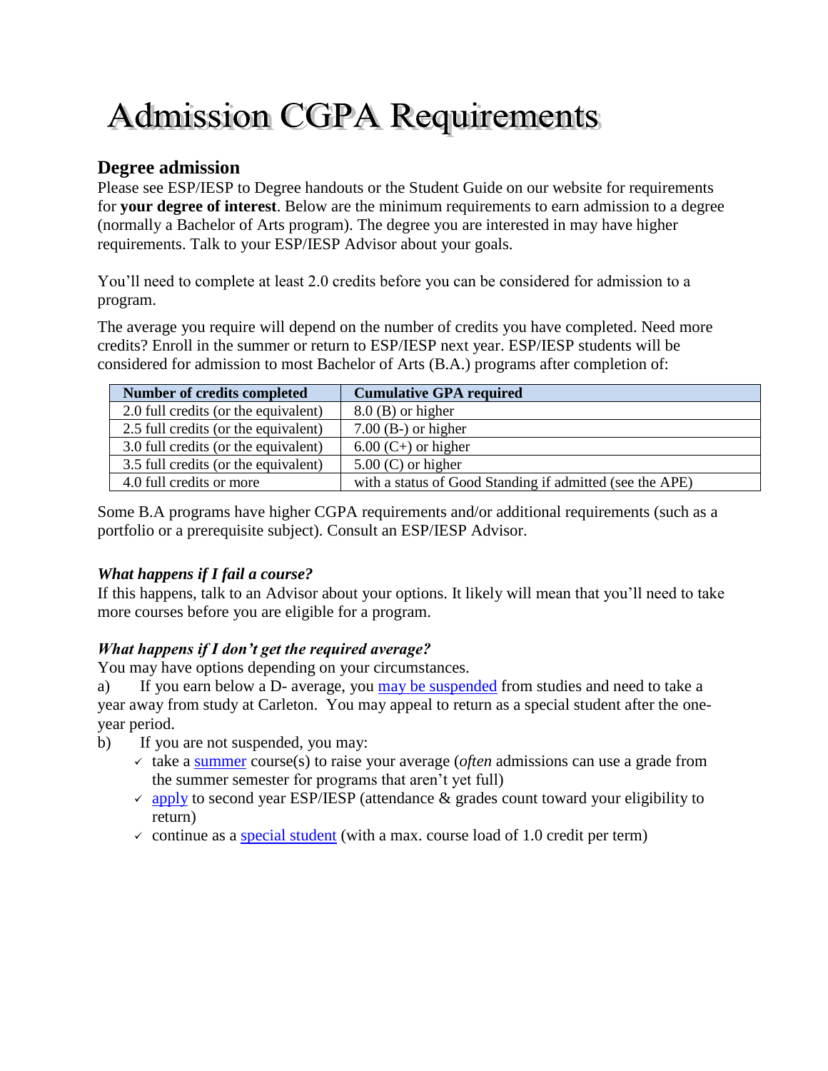# Admission CGPA Requirements

## Degree admission

Please see ESP/IESP to Degree handouts or the Student Guide on our website for requirements for **your degree of interest**. Below are the minimum requirements to earn admission to a degree (normally a Bachelor of Arts program). The degree you are interested in may have higher requirements. Talk to your ESP/IESP Advisor about your goals.

You'll need to complete at least 2.0 credits before you can be considered for admission to a program.

The average you require will depend on the number of credits you have completed. Need more credits? Enroll in the summer or return to ESP/IESP next year. ESP/IESP students will be considered for admission to most Bachelor of Arts (B.A.) programs after completion of:

| Number of credits completed | Cumulative GPA required |
|---|---|
| 2.0 full credits (or the equivalent) | 8.0 (B) or higher |
| 2.5 full credits (or the equivalent) | 7.00 (B-) or higher |
| 3.0 full credits (or the equivalent) | 6.00 (C+) or higher |
| 3.5 full credits (or the equivalent) | 5.00 (C) or higher |
| 4.0 full credits or more | with a status of Good Standing if admitted (see the APE) |

Some B.A programs have higher CGPA requirements and/or additional requirements (such as a portfolio or a prerequisite subject). Consult an ESP/IESP Advisor.

### *What happens if I fail a course?*

If this happens, talk to an Advisor about your options. It likely will mean that you'll need to take more courses before you are eligible for a program.

### *What happens if I don't get the required average?*

You may have options depending on your circumstances.

a) If you earn below a D- average, you may be suspended from studies and need to take a year away from study at Carleton. You may appeal to return as a special student after the one-year period.

b) If you are not suspended, you may:

- ✓ take a summer course(s) to raise your average (*often* admissions can use a grade from the summer semester for programs that aren't yet full)
- ✓ apply to second year ESP/IESP (attendance & grades count toward your eligibility to return)
- ✓ continue as a special student (with a max. course load of 1.0 credit per term)